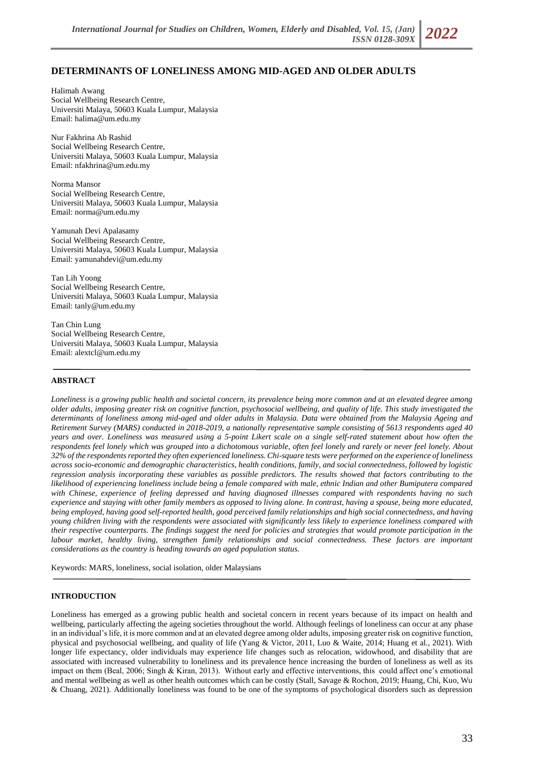## DETERMINANTS OF LONELINESS AMONG MID-AGED AND OLDER ADULTS

Halimah Awang
Social Wellbeing Research Centre,
Universiti Malaya, 50603 Kuala Lumpur, Malaysia
Email: halima@um.edu.my

Nur Fakhrina Ab Rashid
Social Wellbeing Research Centre,
Universiti Malaya, 50603 Kuala Lumpur, Malaysia
Email: nfakhrina@um.edu.my

Norma Mansor
Social Wellbeing Research Centre,
Universiti Malaya, 50603 Kuala Lumpur, Malaysia
Email: norma@um.edu.my

Yamunah Devi Apalasamy
Social Wellbeing Research Centre,
Universiti Malaya, 50603 Kuala Lumpur, Malaysia
Email: yamunahdevi@um.edu.my

Tan Lih Yoong
Social Wellbeing Research Centre,
Universiti Malaya, 50603 Kuala Lumpur, Malaysia
Email: tanly@um.edu.my

Tan Chin Lung
Social Wellbeing Research Centre,
Universiti Malaya, 50603 Kuala Lumpur, Malaysia
Email: alextcl@um.edu.my

### ABSTRACT

*Loneliness is a growing public health and societal concern, its prevalence being more common and at an elevated degree among older adults, imposing greater risk on cognitive function, psychosocial wellbeing, and quality of life. This study investigated the determinants of loneliness among mid-aged and older adults in Malaysia. Data were obtained from the Malaysia Ageing and Retirement Survey (MARS) conducted in 2018-2019, a nationally representative sample consisting of 5613 respondents aged 40 years and over. Loneliness was measured using a 5-point Likert scale on a single self-rated statement about how often the respondents feel lonely which was grouped into a dichotomous variable, often feel lonely and rarely or never feel lonely. About 32% of the respondents reported they often experienced loneliness. Chi-square tests were performed on the experience of loneliness across socio-economic and demographic characteristics, health conditions, family, and social connectedness, followed by logistic regression analysis incorporating these variables as possible predictors. The results showed that factors contributing to the likelihood of experiencing loneliness include being a female compared with male, ethnic Indian and other Bumiputera compared with Chinese, experience of feeling depressed and having diagnosed illnesses compared with respondents having no such experience and staying with other family members as opposed to living alone. In contrast, having a spouse, being more educated, being employed, having good self-reported health, good perceived family relationships and high social connectedness, and having young children living with the respondents were associated with significantly less likely to experience loneliness compared with their respective counterparts. The findings suggest the need for policies and strategies that would promote participation in the labour market, healthy living, strengthen family relationships and social connectedness. These factors are important considerations as the country is heading towards an aged population status.*

Keywords: MARS, loneliness, social isolation, older Malaysians

### INTRODUCTION

Loneliness has emerged as a growing public health and societal concern in recent years because of its impact on health and wellbeing, particularly affecting the ageing societies throughout the world. Although feelings of loneliness can occur at any phase in an individual's life, it is more common and at an elevated degree among older adults, imposing greater risk on cognitive function, physical and psychosocial wellbeing, and quality of life (Yang & Victor, 2011, Luo & Waite, 2014; Huang et al., 2021). With longer life expectancy, older individuals may experience life changes such as relocation, widowhood, and disability that are associated with increased vulnerability to loneliness and its prevalence hence increasing the burden of loneliness as well as its impact on them (Beal, 2006; Singh & Kiran, 2013). Without early and effective interventions, this could affect one's emotional and mental wellbeing as well as other health outcomes which can be costly (Stall, Savage & Rochon, 2019; Huang, Chi, Kuo, Wu & Chuang, 2021). Additionally loneliness was found to be one of the symptoms of psychological disorders such as depression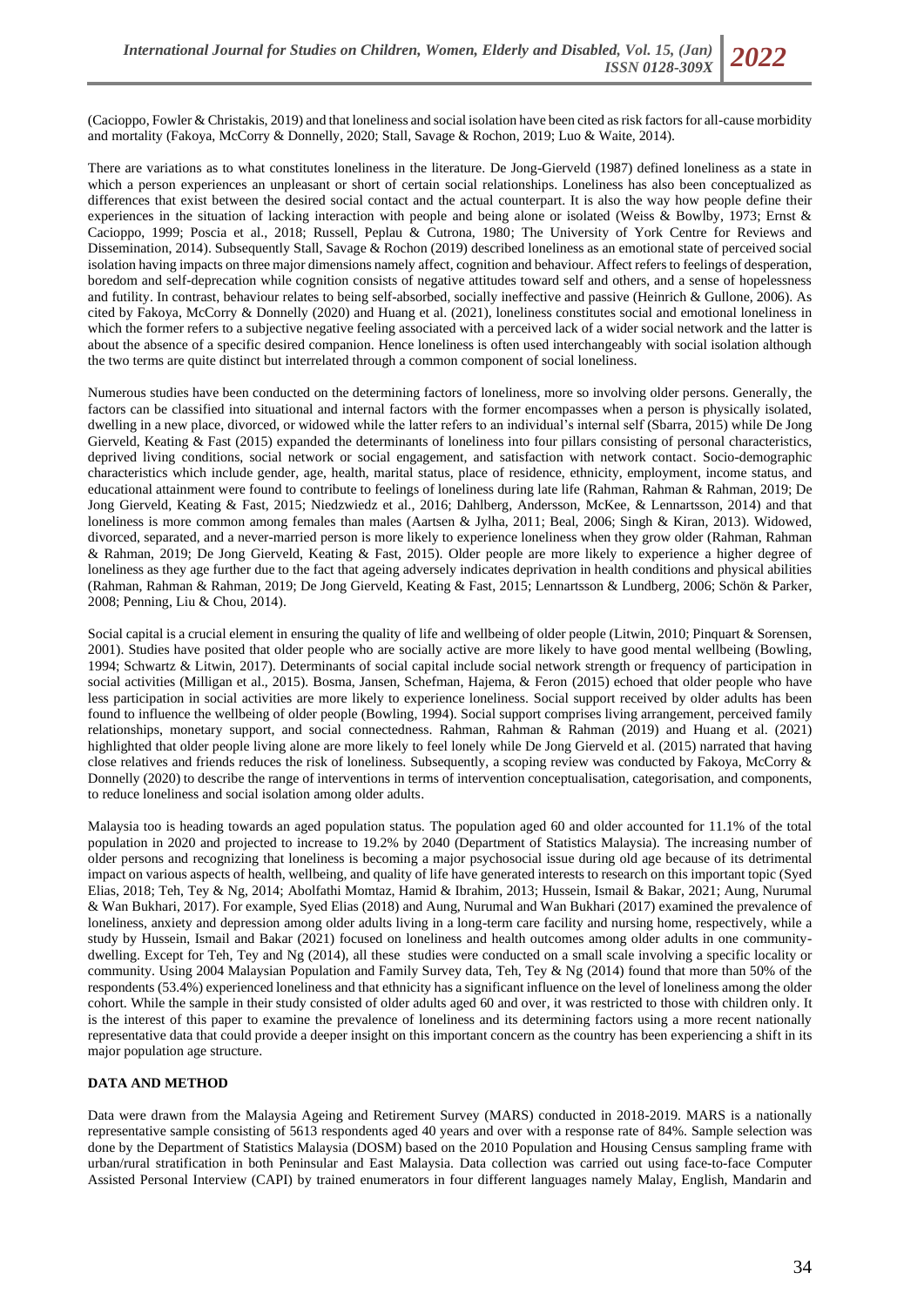(Cacioppo, Fowler & Christakis, 2019) and that loneliness and social isolation have been cited as risk factors for all-cause morbidity and mortality (Fakoya, McCorry & Donnelly, 2020; Stall, Savage & Rochon, 2019; Luo & Waite, 2014).

There are variations as to what constitutes loneliness in the literature. De Jong-Gierveld (1987) defined loneliness as a state in which a person experiences an unpleasant or short of certain social relationships. Loneliness has also been conceptualized as differences that exist between the desired social contact and the actual counterpart. It is also the way how people define their experiences in the situation of lacking interaction with people and being alone or isolated (Weiss & Bowlby, 1973; Ernst & Cacioppo, 1999; Poscia et al., 2018; Russell, Peplau & Cutrona, 1980; The University of York Centre for Reviews and Dissemination, 2014). Subsequently Stall, Savage & Rochon (2019) described loneliness as an emotional state of perceived social isolation having impacts on three major dimensions namely affect, cognition and behaviour. Affect refers to feelings of desperation, boredom and self-deprecation while cognition consists of negative attitudes toward self and others, and a sense of hopelessness and futility. In contrast, behaviour relates to being self-absorbed, socially ineffective and passive (Heinrich & Gullone, 2006). As cited by Fakoya, McCorry & Donnelly (2020) and Huang et al. (2021), loneliness constitutes social and emotional loneliness in which the former refers to a subjective negative feeling associated with a perceived lack of a wider social network and the latter is about the absence of a specific desired companion. Hence loneliness is often used interchangeably with social isolation although the two terms are quite distinct but interrelated through a common component of social loneliness.

Numerous studies have been conducted on the determining factors of loneliness, more so involving older persons. Generally, the factors can be classified into situational and internal factors with the former encompasses when a person is physically isolated, dwelling in a new place, divorced, or widowed while the latter refers to an individual's internal self (Sbarra, 2015) while De Jong Gierveld, Keating & Fast (2015) expanded the determinants of loneliness into four pillars consisting of personal characteristics, deprived living conditions, social network or social engagement, and satisfaction with network contact. Socio-demographic characteristics which include gender, age, health, marital status, place of residence, ethnicity, employment, income status, and educational attainment were found to contribute to feelings of loneliness during late life (Rahman, Rahman & Rahman, 2019; De Jong Gierveld, Keating & Fast, 2015; Niedzwiedz et al., 2016; Dahlberg, Andersson, McKee, & Lennartsson, 2014) and that loneliness is more common among females than males (Aartsen & Jylha, 2011; Beal, 2006; Singh & Kiran, 2013). Widowed, divorced, separated, and a never-married person is more likely to experience loneliness when they grow older (Rahman, Rahman & Rahman, 2019; De Jong Gierveld, Keating & Fast, 2015). Older people are more likely to experience a higher degree of loneliness as they age further due to the fact that ageing adversely indicates deprivation in health conditions and physical abilities (Rahman, Rahman & Rahman, 2019; De Jong Gierveld, Keating & Fast, 2015; Lennartsson & Lundberg, 2006; Schön & Parker, 2008; Penning, Liu & Chou, 2014).

Social capital is a crucial element in ensuring the quality of life and wellbeing of older people (Litwin, 2010; Pinquart & Sorensen, 2001). Studies have posited that older people who are socially active are more likely to have good mental wellbeing (Bowling, 1994; Schwartz & Litwin, 2017). Determinants of social capital include social network strength or frequency of participation in social activities (Milligan et al., 2015). Bosma, Jansen, Schefman, Hajema, & Feron (2015) echoed that older people who have less participation in social activities are more likely to experience loneliness. Social support received by older adults has been found to influence the wellbeing of older people (Bowling, 1994). Social support comprises living arrangement, perceived family relationships, monetary support, and social connectedness. Rahman, Rahman & Rahman (2019) and Huang et al. (2021) highlighted that older people living alone are more likely to feel lonely while De Jong Gierveld et al. (2015) narrated that having close relatives and friends reduces the risk of loneliness. Subsequently, a scoping review was conducted by Fakoya, McCorry & Donnelly (2020) to describe the range of interventions in terms of intervention conceptualisation, categorisation, and components, to reduce loneliness and social isolation among older adults.

Malaysia too is heading towards an aged population status. The population aged 60 and older accounted for 11.1% of the total population in 2020 and projected to increase to 19.2% by 2040 (Department of Statistics Malaysia). The increasing number of older persons and recognizing that loneliness is becoming a major psychosocial issue during old age because of its detrimental impact on various aspects of health, wellbeing, and quality of life have generated interests to research on this important topic (Syed Elias, 2018; Teh, Tey & Ng, 2014; Abolfathi Momtaz, Hamid & Ibrahim, 2013; Hussein, Ismail & Bakar, 2021; Aung, Nurumal & Wan Bukhari, 2017). For example, Syed Elias (2018) and Aung, Nurumal and Wan Bukhari (2017) examined the prevalence of loneliness, anxiety and depression among older adults living in a long-term care facility and nursing home, respectively, while a study by Hussein, Ismail and Bakar (2021) focused on loneliness and health outcomes among older adults in one community-dwelling. Except for Teh, Tey and Ng (2014), all these studies were conducted on a small scale involving a specific locality or community. Using 2004 Malaysian Population and Family Survey data, Teh, Tey & Ng (2014) found that more than 50% of the respondents (53.4%) experienced loneliness and that ethnicity has a significant influence on the level of loneliness among the older cohort. While the sample in their study consisted of older adults aged 60 and over, it was restricted to those with children only. It is the interest of this paper to examine the prevalence of loneliness and its determining factors using a more recent nationally representative data that could provide a deeper insight on this important concern as the country has been experiencing a shift in its major population age structure.

## DATA AND METHOD

Data were drawn from the Malaysia Ageing and Retirement Survey (MARS) conducted in 2018-2019. MARS is a nationally representative sample consisting of 5613 respondents aged 40 years and over with a response rate of 84%. Sample selection was done by the Department of Statistics Malaysia (DOSM) based on the 2010 Population and Housing Census sampling frame with urban/rural stratification in both Peninsular and East Malaysia. Data collection was carried out using face-to-face Computer Assisted Personal Interview (CAPI) by trained enumerators in four different languages namely Malay, English, Mandarin and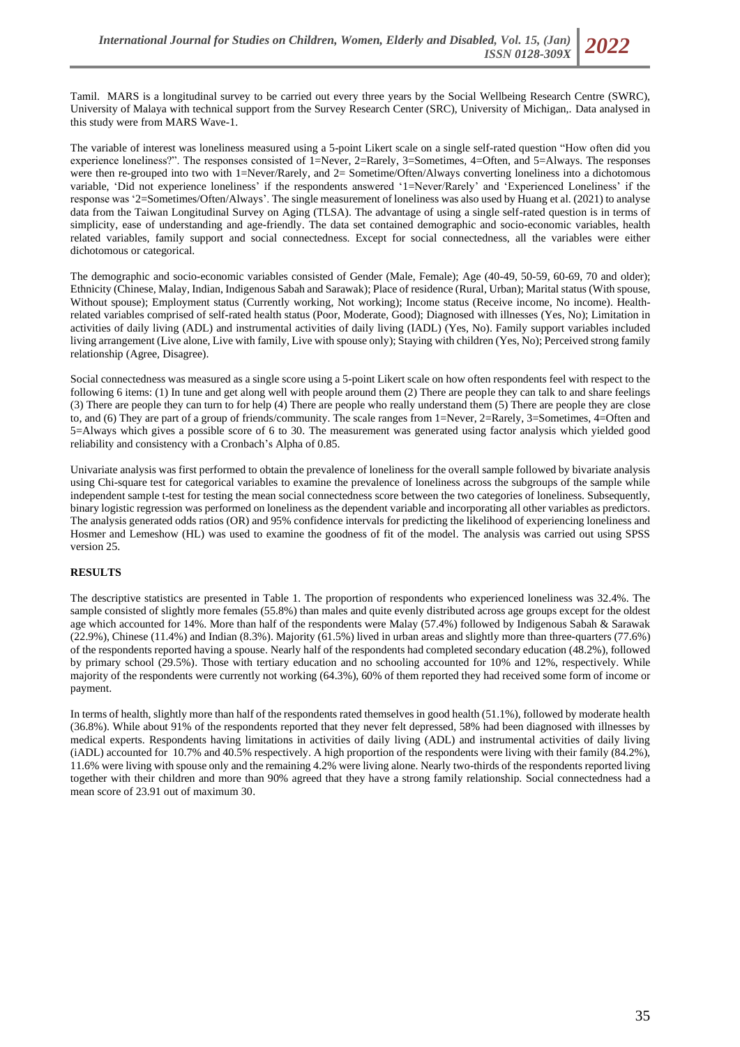Tamil. MARS is a longitudinal survey to be carried out every three years by the Social Wellbeing Research Centre (SWRC), University of Malaya with technical support from the Survey Research Center (SRC), University of Michigan,. Data analysed in this study were from MARS Wave-1.

The variable of interest was loneliness measured using a 5-point Likert scale on a single self-rated question "How often did you experience loneliness?". The responses consisted of 1=Never, 2=Rarely, 3=Sometimes, 4=Often, and 5=Always. The responses were then re-grouped into two with 1=Never/Rarely, and 2= Sometime/Often/Always converting loneliness into a dichotomous variable, 'Did not experience loneliness' if the respondents answered '1=Never/Rarely' and 'Experienced Loneliness' if the response was '2=Sometimes/Often/Always'. The single measurement of loneliness was also used by Huang et al. (2021) to analyse data from the Taiwan Longitudinal Survey on Aging (TLSA). The advantage of using a single self-rated question is in terms of simplicity, ease of understanding and age-friendly. The data set contained demographic and socio-economic variables, health related variables, family support and social connectedness. Except for social connectedness, all the variables were either dichotomous or categorical.

The demographic and socio-economic variables consisted of Gender (Male, Female); Age (40-49, 50-59, 60-69, 70 and older); Ethnicity (Chinese, Malay, Indian, Indigenous Sabah and Sarawak); Place of residence (Rural, Urban); Marital status (With spouse, Without spouse); Employment status (Currently working, Not working); Income status (Receive income, No income). Health-related variables comprised of self-rated health status (Poor, Moderate, Good); Diagnosed with illnesses (Yes, No); Limitation in activities of daily living (ADL) and instrumental activities of daily living (IADL) (Yes, No). Family support variables included living arrangement (Live alone, Live with family, Live with spouse only); Staying with children (Yes, No); Perceived strong family relationship (Agree, Disagree).

Social connectedness was measured as a single score using a 5-point Likert scale on how often respondents feel with respect to the following 6 items: (1) In tune and get along well with people around them (2) There are people they can talk to and share feelings (3) There are people they can turn to for help (4) There are people who really understand them (5) There are people they are close to, and (6) They are part of a group of friends/community. The scale ranges from 1=Never, 2=Rarely, 3=Sometimes, 4=Often and 5=Always which gives a possible score of 6 to 30. The measurement was generated using factor analysis which yielded good reliability and consistency with a Cronbach's Alpha of 0.85.

Univariate analysis was first performed to obtain the prevalence of loneliness for the overall sample followed by bivariate analysis using Chi-square test for categorical variables to examine the prevalence of loneliness across the subgroups of the sample while independent sample t-test for testing the mean social connectedness score between the two categories of loneliness. Subsequently, binary logistic regression was performed on loneliness as the dependent variable and incorporating all other variables as predictors. The analysis generated odds ratios (OR) and 95% confidence intervals for predicting the likelihood of experiencing loneliness and Hosmer and Lemeshow (HL) was used to examine the goodness of fit of the model. The analysis was carried out using SPSS version 25.

## RESULTS

The descriptive statistics are presented in Table 1. The proportion of respondents who experienced loneliness was 32.4%. The sample consisted of slightly more females (55.8%) than males and quite evenly distributed across age groups except for the oldest age which accounted for 14%. More than half of the respondents were Malay (57.4%) followed by Indigenous Sabah & Sarawak (22.9%), Chinese (11.4%) and Indian (8.3%). Majority (61.5%) lived in urban areas and slightly more than three-quarters (77.6%) of the respondents reported having a spouse. Nearly half of the respondents had completed secondary education (48.2%), followed by primary school (29.5%). Those with tertiary education and no schooling accounted for 10% and 12%, respectively. While majority of the respondents were currently not working (64.3%), 60% of them reported they had received some form of income or payment.

In terms of health, slightly more than half of the respondents rated themselves in good health (51.1%), followed by moderate health (36.8%). While about 91% of the respondents reported that they never felt depressed, 58% had been diagnosed with illnesses by medical experts. Respondents having limitations in activities of daily living (ADL) and instrumental activities of daily living (iADL) accounted for 10.7% and 40.5% respectively. A high proportion of the respondents were living with their family (84.2%), 11.6% were living with spouse only and the remaining 4.2% were living alone. Nearly two-thirds of the respondents reported living together with their children and more than 90% agreed that they have a strong family relationship. Social connectedness had a mean score of 23.91 out of maximum 30.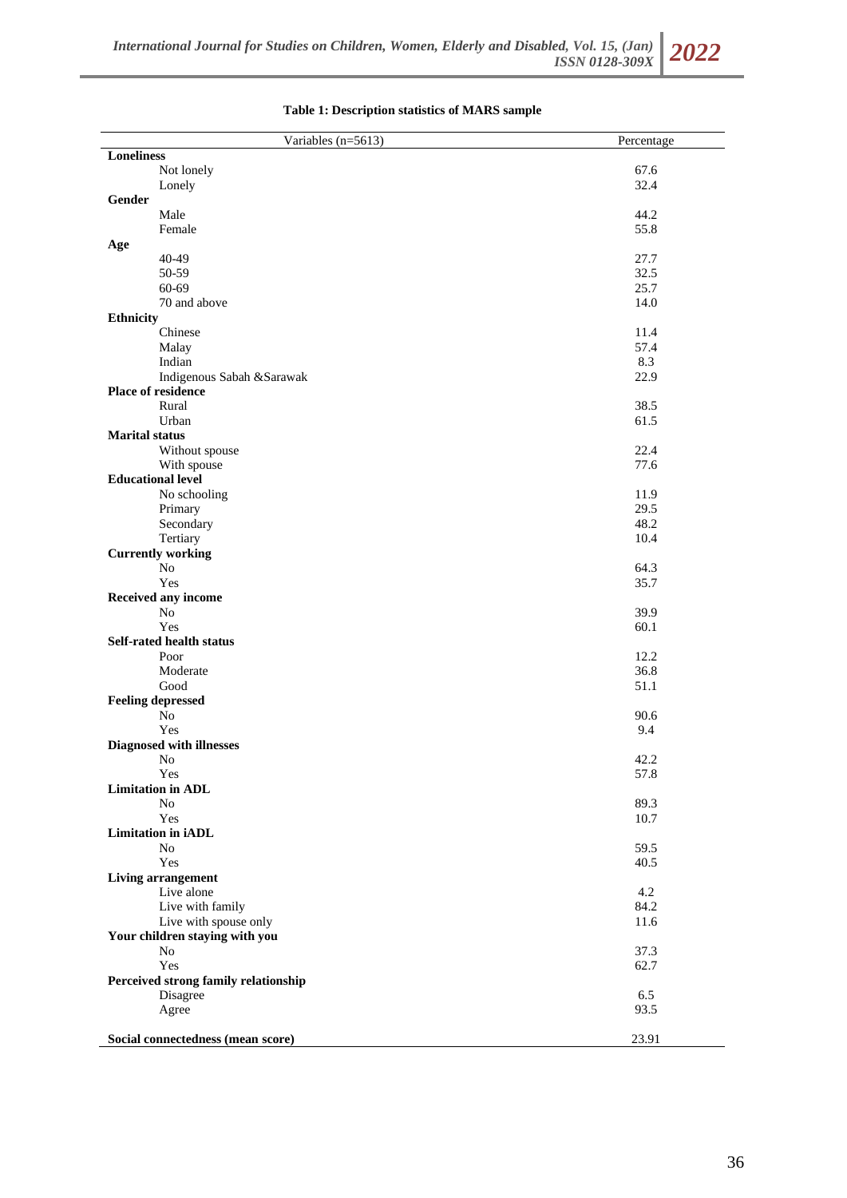**Table 1: Description statistics of MARS sample**

| Variables (n=5613) | Percentage |
|---|---|
| **Loneliness** | |
| Not lonely | 67.6 |
| Lonely | 32.4 |
| **Gender** | |
| Male | 44.2 |
| Female | 55.8 |
| **Age** | |
| 40-49 | 27.7 |
| 50-59 | 32.5 |
| 60-69 | 25.7 |
| 70 and above | 14.0 |
| **Ethnicity** | |
| Chinese | 11.4 |
| Malay | 57.4 |
| Indian | 8.3 |
| Indigenous Sabah &Sarawak | 22.9 |
| **Place of residence** | |
| Rural | 38.5 |
| Urban | 61.5 |
| **Marital status** | |
| Without spouse | 22.4 |
| With spouse | 77.6 |
| **Educational level** | |
| No schooling | 11.9 |
| Primary | 29.5 |
| Secondary | 48.2 |
| Tertiary | 10.4 |
| **Currently working** | |
| No | 64.3 |
| Yes | 35.7 |
| **Received any income** | |
| No | 39.9 |
| Yes | 60.1 |
| **Self-rated health status** | |
| Poor | 12.2 |
| Moderate | 36.8 |
| Good | 51.1 |
| **Feeling depressed** | |
| No | 90.6 |
| Yes | 9.4 |
| **Diagnosed with illnesses** | |
| No | 42.2 |
| Yes | 57.8 |
| **Limitation in ADL** | |
| No | 89.3 |
| Yes | 10.7 |
| **Limitation in iADL** | |
| No | 59.5 |
| Yes | 40.5 |
| **Living arrangement** | |
| Live alone | 4.2 |
| Live with family | 84.2 |
| Live with spouse only | 11.6 |
| **Your children staying with you** | |
| No | 37.3 |
| Yes | 62.7 |
| **Perceived strong family relationship** | |
| Disagree | 6.5 |
| Agree | 93.5 |
| **Social connectedness (mean score)** | 23.91 |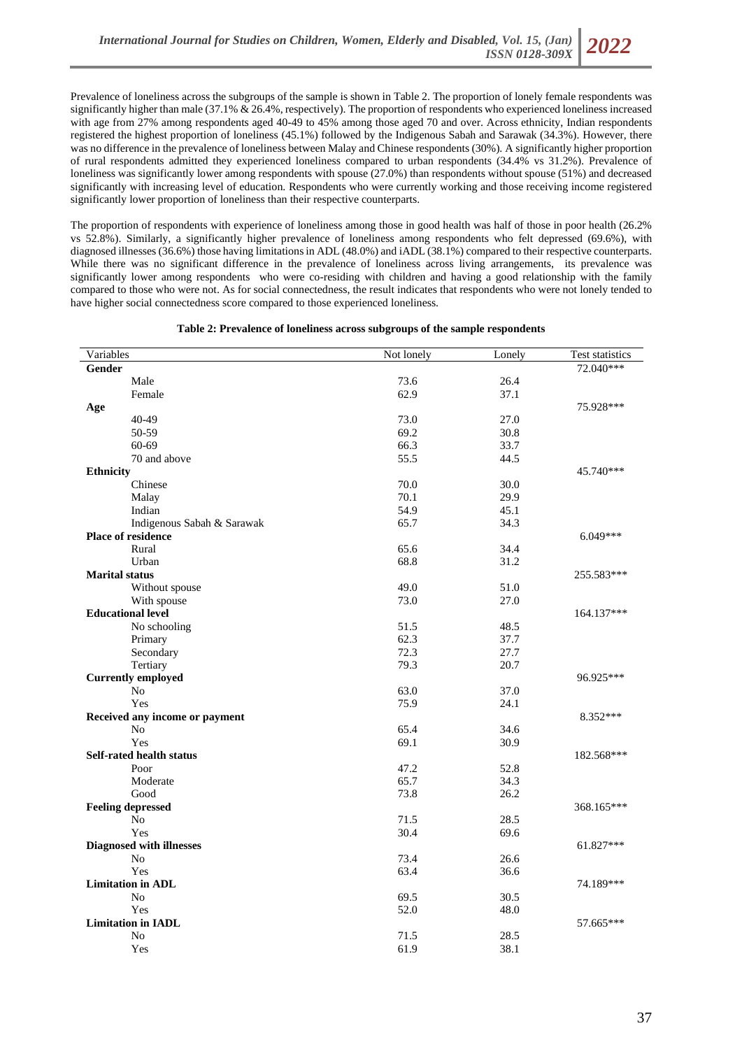Prevalence of loneliness across the subgroups of the sample is shown in Table 2. The proportion of lonely female respondents was significantly higher than male (37.1% & 26.4%, respectively). The proportion of respondents who experienced loneliness increased with age from 27% among respondents aged 40-49 to 45% among those aged 70 and over. Across ethnicity, Indian respondents registered the highest proportion of loneliness (45.1%) followed by the Indigenous Sabah and Sarawak (34.3%). However, there was no difference in the prevalence of loneliness between Malay and Chinese respondents (30%). A significantly higher proportion of rural respondents admitted they experienced loneliness compared to urban respondents (34.4% vs 31.2%). Prevalence of loneliness was significantly lower among respondents with spouse (27.0%) than respondents without spouse (51%) and decreased significantly with increasing level of education. Respondents who were currently working and those receiving income registered significantly lower proportion of loneliness than their respective counterparts.

The proportion of respondents with experience of loneliness among those in good health was half of those in poor health (26.2% vs 52.8%). Similarly, a significantly higher prevalence of loneliness among respondents who felt depressed (69.6%), with diagnosed illnesses (36.6%) those having limitations in ADL (48.0%) and iADL (38.1%) compared to their respective counterparts. While there was no significant difference in the prevalence of loneliness across living arrangements, its prevalence was significantly lower among respondents who were co-residing with children and having a good relationship with the family compared to those who were not. As for social connectedness, the result indicates that respondents who were not lonely tended to have higher social connectedness score compared to those experienced loneliness.

**Table 2: Prevalence of loneliness across subgroups of the sample respondents**

| Variables | Not lonely | Lonely | Test statistics |
|---|---|---|---|
| **Gender** | | | 72.040*** |
| Male | 73.6 | 26.4 | |
| Female | 62.9 | 37.1 | |
| **Age** | | | 75.928*** |
| 40-49 | 73.0 | 27.0 | |
| 50-59 | 69.2 | 30.8 | |
| 60-69 | 66.3 | 33.7 | |
| 70 and above | 55.5 | 44.5 | |
| **Ethnicity** | | | 45.740*** |
| Chinese | 70.0 | 30.0 | |
| Malay | 70.1 | 29.9 | |
| Indian | 54.9 | 45.1 | |
| Indigenous Sabah & Sarawak | 65.7 | 34.3 | |
| **Place of residence** | | | 6.049*** |
| Rural | 65.6 | 34.4 | |
| Urban | 68.8 | 31.2 | |
| **Marital status** | | | 255.583*** |
| Without spouse | 49.0 | 51.0 | |
| With spouse | 73.0 | 27.0 | |
| **Educational level** | | | 164.137*** |
| No schooling | 51.5 | 48.5 | |
| Primary | 62.3 | 37.7 | |
| Secondary | 72.3 | 27.7 | |
| Tertiary | 79.3 | 20.7 | |
| **Currently employed** | | | 96.925*** |
| No | 63.0 | 37.0 | |
| Yes | 75.9 | 24.1 | |
| **Received any income or payment** | | | 8.352*** |
| No | 65.4 | 34.6 | |
| Yes | 69.1 | 30.9 | |
| **Self-rated health status** | | | 182.568*** |
| Poor | 47.2 | 52.8 | |
| Moderate | 65.7 | 34.3 | |
| Good | 73.8 | 26.2 | |
| **Feeling depressed** | | | 368.165*** |
| No | 71.5 | 28.5 | |
| Yes | 30.4 | 69.6 | |
| **Diagnosed with illnesses** | | | 61.827*** |
| No | 73.4 | 26.6 | |
| Yes | 63.4 | 36.6 | |
| **Limitation in ADL** | | | 74.189*** |
| No | 69.5 | 30.5 | |
| Yes | 52.0 | 48.0 | |
| **Limitation in IADL** | | | 57.665*** |
| No | 71.5 | 28.5 | |
| Yes | 61.9 | 38.1 | |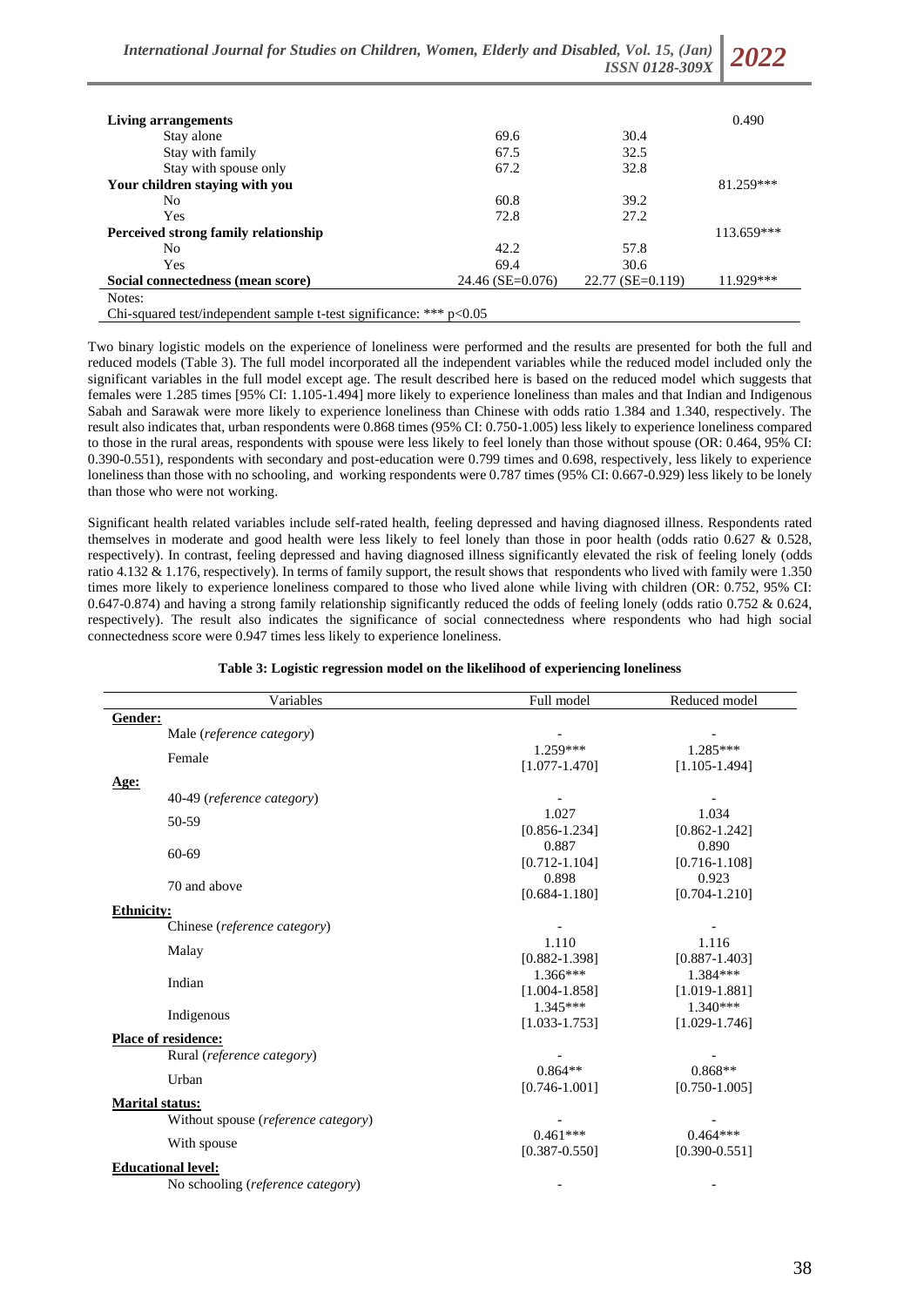| | | | |
|---|---|---|---|
| **Living arrangements** | | | 0.490 |
| Stay alone | 69.6 | 30.4 | |
| Stay with family | 67.5 | 32.5 | |
| Stay with spouse only | 67.2 | 32.8 | |
| **Your children staying with you** | | | 81.259*** |
| No | 60.8 | 39.2 | |
| Yes | 72.8 | 27.2 | |
| **Perceived strong family relationship** | | | 113.659*** |
| No | 42.2 | 57.8 | |
| Yes | 69.4 | 30.6 | |
| **Social connectedness (mean score)** | 24.46 (SE=0.076) | 22.77 (SE=0.119) | 11.929*** |

Notes:
Chi-squared test/independent sample t-test significance: *** p<0.05

Two binary logistic models on the experience of loneliness were performed and the results are presented for both the full and reduced models (Table 3). The full model incorporated all the independent variables while the reduced model included only the significant variables in the full model except age. The result described here is based on the reduced model which suggests that females were 1.285 times [95% CI: 1.105-1.494] more likely to experience loneliness than males and that Indian and Indigenous Sabah and Sarawak were more likely to experience loneliness than Chinese with odds ratio 1.384 and 1.340, respectively. The result also indicates that, urban respondents were 0.868 times (95% CI: 0.750-1.005) less likely to experience loneliness compared to those in the rural areas, respondents with spouse were less likely to feel lonely than those without spouse (OR: 0.464, 95% CI: 0.390-0.551), respondents with secondary and post-education were 0.799 times and 0.698, respectively, less likely to experience loneliness than those with no schooling, and working respondents were 0.787 times (95% CI: 0.667-0.929) less likely to be lonely than those who were not working.

Significant health related variables include self-rated health, feeling depressed and having diagnosed illness. Respondents rated themselves in moderate and good health were less likely to feel lonely than those in poor health (odds ratio 0.627 & 0.528, respectively). In contrast, feeling depressed and having diagnosed illness significantly elevated the risk of feeling lonely (odds ratio 4.132 & 1.176, respectively). In terms of family support, the result shows that respondents who lived with family were 1.350 times more likely to experience loneliness compared to those who lived alone while living with children (OR: 0.752, 95% CI: 0.647-0.874) and having a strong family relationship significantly reduced the odds of feeling lonely (odds ratio 0.752 & 0.624, respectively). The result also indicates the significance of social connectedness where respondents who had high social connectedness score were 0.947 times less likely to experience loneliness.

**Table 3: Logistic regression model on the likelihood of experiencing loneliness**

| Variables | Full model | Reduced model |
|---|---|---|
| **Gender:** | | |
| Male (*reference category*) | - | - |
| Female | 1.259*** [1.077-1.470] | 1.285*** [1.105-1.494] |
| **Age:** | | |
| 40-49 (*reference category*) | - | - |
| 50-59 | 1.027 [0.856-1.234] | 1.034 [0.862-1.242] |
| 60-69 | 0.887 [0.712-1.104] | 0.890 [0.716-1.108] |
| 70 and above | 0.898 [0.684-1.180] | 0.923 [0.704-1.210] |
| **Ethnicity:** | | |
| Chinese (*reference category*) | - | - |
| Malay | 1.110 [0.882-1.398] | 1.116 [0.887-1.403] |
| Indian | 1.366*** [1.004-1.858] | 1.384*** [1.019-1.881] |
| Indigenous | 1.345*** [1.033-1.753] | 1.340*** [1.029-1.746] |
| **Place of residence:** | | |
| Rural (*reference category*) | - | - |
| Urban | 0.864** [0.746-1.001] | 0.868** [0.750-1.005] |
| **Marital status:** | | |
| Without spouse (*reference category*) | - | - |
| With spouse | 0.461*** [0.387-0.550] | 0.464*** [0.390-0.551] |
| **Educational level:** | | |
| No schooling (*reference category*) | - | - |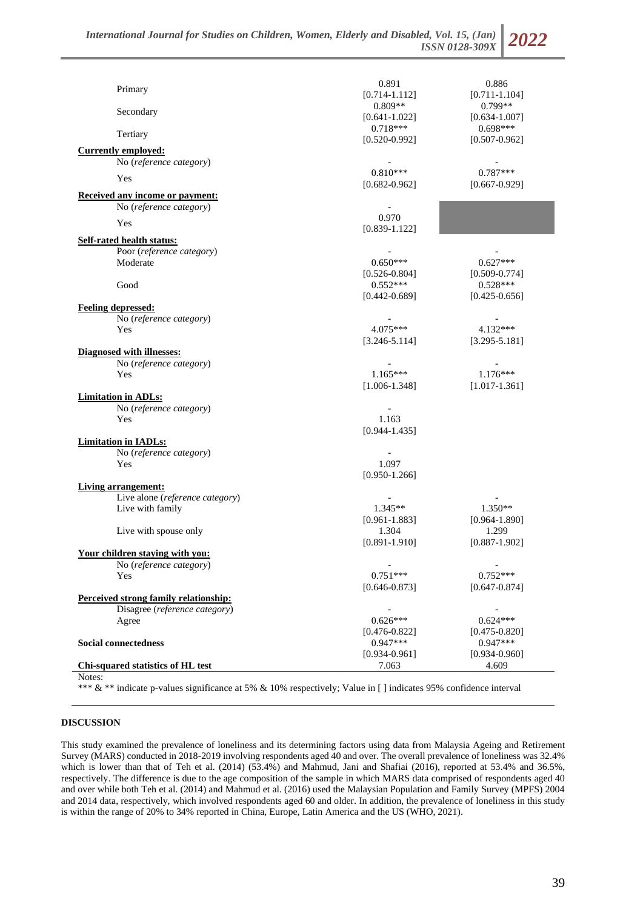| | | |
|---|---|---|
| Primary | 0.891<br>[0.714-1.112] | 0.886<br>[0.711-1.104] |
| Secondary | 0.809**<br>[0.641-1.022] | 0.799**<br>[0.634-1.007] |
| Tertiary | 0.718***<br>[0.520-0.992] | 0.698***<br>[0.507-0.962] |
| **Currently employed:** | | |
| No (*reference category*) | - | - |
| Yes | 0.810***<br>[0.682-0.962] | 0.787***<br>[0.667-0.929] |
| **Received any income or payment:** | | |
| No (*reference category*) | - | |
| Yes | 0.970<br>[0.839-1.122] | |
| **Self-rated health status:** | | |
| Poor (*reference category*) | - | - |
| Moderate | 0.650***<br>[0.526-0.804] | 0.627***<br>[0.509-0.774] |
| Good | 0.552***<br>[0.442-0.689] | 0.528***<br>[0.425-0.656] |
| **Feeling depressed:** | | |
| No (*reference category*) | - | - |
| Yes | 4.075***<br>[3.246-5.114] | 4.132***<br>[3.295-5.181] |
| **Diagnosed with illnesses:** | | |
| No (*reference category*) | - | - |
| Yes | 1.165***<br>[1.006-1.348] | 1.176***<br>[1.017-1.361] |
| **Limitation in ADLs:** | | |
| No (*reference category*) | - | |
| Yes | 1.163<br>[0.944-1.435] | |
| **Limitation in IADLs:** | | |
| No (*reference category*) | - | |
| Yes | 1.097<br>[0.950-1.266] | |
| **Living arrangement:** | | |
| Live alone (*reference category*) | - | - |
| Live with family | 1.345**<br>[0.961-1.883] | 1.350**<br>[0.964-1.890] |
| Live with spouse only | 1.304<br>[0.891-1.910] | 1.299<br>[0.887-1.902] |
| **Your children staying with you:** | | |
| No (*reference category*) | - | - |
| Yes | 0.751***<br>[0.646-0.873] | 0.752***<br>[0.647-0.874] |
| **Perceived strong family relationship:** | | |
| Disagree (*reference category*) | - | - |
| Agree | 0.626***<br>[0.476-0.822] | 0.624***<br>[0.475-0.820] |
| **Social connectedness** | 0.947***<br>[0.934-0.961] | 0.947***<br>[0.934-0.960] |
| **Chi-squared statistics of HL test** | 7.063 | 4.609 |

Notes:
*** & ** indicate p-values significance at 5% & 10% respectively; Value in [ ] indicates 95% confidence interval

## DISCUSSION

This study examined the prevalence of loneliness and its determining factors using data from Malaysia Ageing and Retirement Survey (MARS) conducted in 2018-2019 involving respondents aged 40 and over. The overall prevalence of loneliness was 32.4% which is lower than that of Teh et al. (2014) (53.4%) and Mahmud, Jani and Shafiai (2016), reported at 53.4% and 36.5%, respectively. The difference is due to the age composition of the sample in which MARS data comprised of respondents aged 40 and over while both Teh et al. (2014) and Mahmud et al. (2016) used the Malaysian Population and Family Survey (MPFS) 2004 and 2014 data, respectively, which involved respondents aged 60 and older. In addition, the prevalence of loneliness in this study is within the range of 20% to 34% reported in China, Europe, Latin America and the US (WHO, 2021).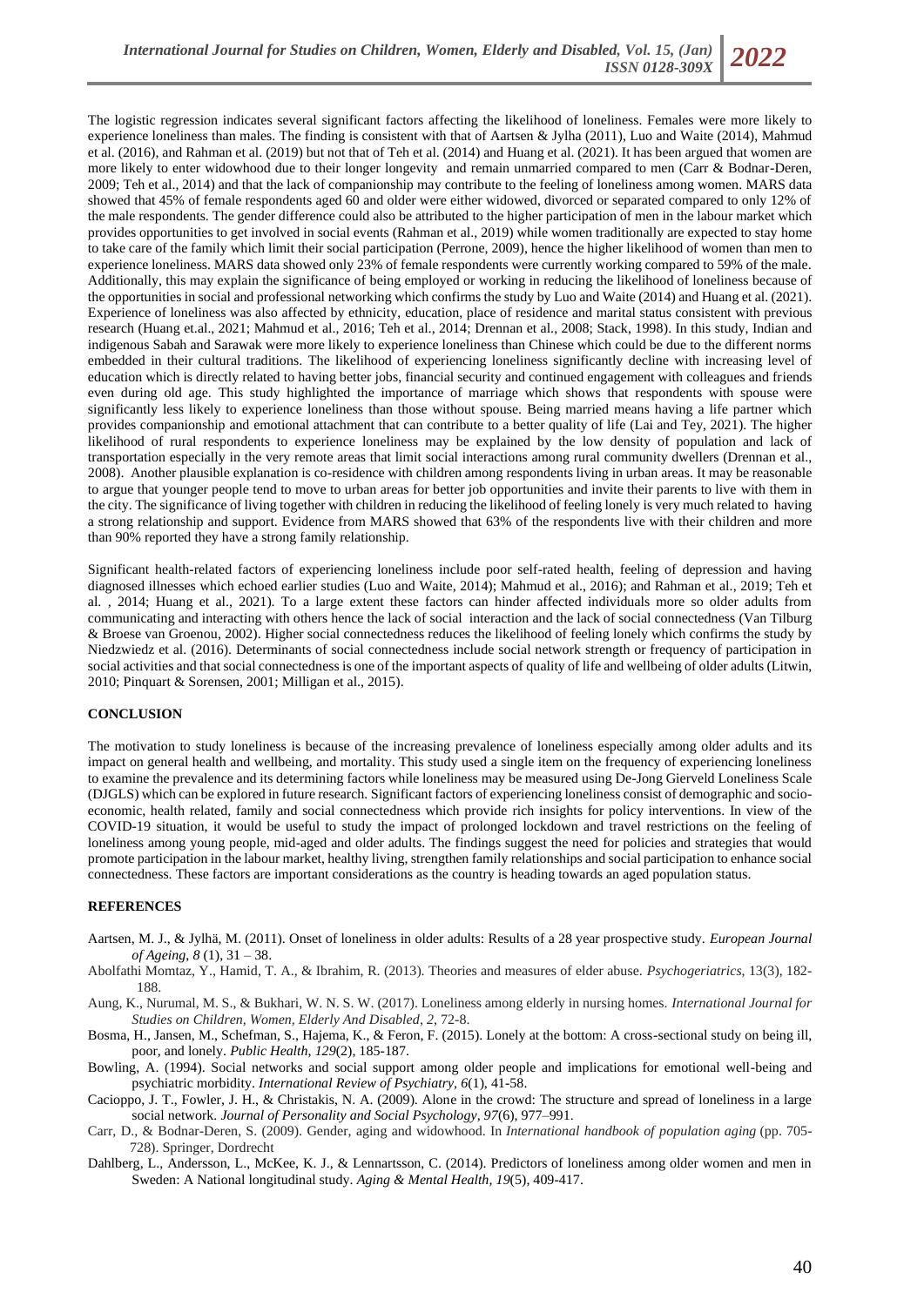The logistic regression indicates several significant factors affecting the likelihood of loneliness. Females were more likely to experience loneliness than males. The finding is consistent with that of Aartsen & Jylha (2011), Luo and Waite (2014), Mahmud et al. (2016), and Rahman et al. (2019) but not that of Teh et al. (2014) and Huang et al. (2021). It has been argued that women are more likely to enter widowhood due to their longer longevity and remain unmarried compared to men (Carr & Bodnar-Deren, 2009; Teh et al., 2014) and that the lack of companionship may contribute to the feeling of loneliness among women. MARS data showed that 45% of female respondents aged 60 and older were either widowed, divorced or separated compared to only 12% of the male respondents. The gender difference could also be attributed to the higher participation of men in the labour market which provides opportunities to get involved in social events (Rahman et al., 2019) while women traditionally are expected to stay home to take care of the family which limit their social participation (Perrone, 2009), hence the higher likelihood of women than men to experience loneliness. MARS data showed only 23% of female respondents were currently working compared to 59% of the male. Additionally, this may explain the significance of being employed or working in reducing the likelihood of loneliness because of the opportunities in social and professional networking which confirms the study by Luo and Waite (2014) and Huang et al. (2021). Experience of loneliness was also affected by ethnicity, education, place of residence and marital status consistent with previous research (Huang et.al., 2021; Mahmud et al., 2016; Teh et al., 2014; Drennan et al., 2008; Stack, 1998). In this study, Indian and indigenous Sabah and Sarawak were more likely to experience loneliness than Chinese which could be due to the different norms embedded in their cultural traditions. The likelihood of experiencing loneliness significantly decline with increasing level of education which is directly related to having better jobs, financial security and continued engagement with colleagues and friends even during old age. This study highlighted the importance of marriage which shows that respondents with spouse were significantly less likely to experience loneliness than those without spouse. Being married means having a life partner which provides companionship and emotional attachment that can contribute to a better quality of life (Lai and Tey, 2021). The higher likelihood of rural respondents to experience loneliness may be explained by the low density of population and lack of transportation especially in the very remote areas that limit social interactions among rural community dwellers (Drennan et al., 2008). Another plausible explanation is co-residence with children among respondents living in urban areas. It may be reasonable to argue that younger people tend to move to urban areas for better job opportunities and invite their parents to live with them in the city. The significance of living together with children in reducing the likelihood of feeling lonely is very much related to having a strong relationship and support. Evidence from MARS showed that 63% of the respondents live with their children and more than 90% reported they have a strong family relationship.

Significant health-related factors of experiencing loneliness include poor self-rated health, feeling of depression and having diagnosed illnesses which echoed earlier studies (Luo and Waite, 2014); Mahmud et al., 2016); and Rahman et al., 2019; Teh et al. , 2014; Huang et al., 2021). To a large extent these factors can hinder affected individuals more so older adults from communicating and interacting with others hence the lack of social interaction and the lack of social connectedness (Van Tilburg & Broese van Groenou, 2002). Higher social connectedness reduces the likelihood of feeling lonely which confirms the study by Niedzwiedz et al. (2016). Determinants of social connectedness include social network strength or frequency of participation in social activities and that social connectedness is one of the important aspects of quality of life and wellbeing of older adults (Litwin, 2010; Pinquart & Sorensen, 2001; Milligan et al., 2015).

## CONCLUSION

The motivation to study loneliness is because of the increasing prevalence of loneliness especially among older adults and its impact on general health and wellbeing, and mortality. This study used a single item on the frequency of experiencing loneliness to examine the prevalence and its determining factors while loneliness may be measured using De-Jong Gierveld Loneliness Scale (DJGLS) which can be explored in future research. Significant factors of experiencing loneliness consist of demographic and socio-economic, health related, family and social connectedness which provide rich insights for policy interventions. In view of the COVID-19 situation, it would be useful to study the impact of prolonged lockdown and travel restrictions on the feeling of loneliness among young people, mid-aged and older adults. The findings suggest the need for policies and strategies that would promote participation in the labour market, healthy living, strengthen family relationships and social participation to enhance social connectedness. These factors are important considerations as the country is heading towards an aged population status.

## REFERENCES

Aartsen, M. J., & Jylhä, M. (2011). Onset of loneliness in older adults: Results of a 28 year prospective study. *European Journal of Ageing*, *8* (1), 31 – 38.

Abolfathi Momtaz, Y., Hamid, T. A., & Ibrahim, R. (2013). Theories and measures of elder abuse. *Psychogeriatrics*, 13(3), 182-188.

Aung, K., Nurumal, M. S., & Bukhari, W. N. S. W. (2017). Loneliness among elderly in nursing homes. *International Journal for Studies on Children, Women, Elderly And Disabled*, *2*, 72-8.

Bosma, H., Jansen, M., Schefman, S., Hajema, K., & Feron, F. (2015). Lonely at the bottom: A cross-sectional study on being ill, poor, and lonely. *Public Health*, *129*(2), 185-187.

Bowling, A. (1994). Social networks and social support among older people and implications for emotional well-being and psychiatric morbidity. *International Review of Psychiatry*, *6*(1), 41-58.

Cacioppo, J. T., Fowler, J. H., & Christakis, N. A. (2009). Alone in the crowd: The structure and spread of loneliness in a large social network. *Journal of Personality and Social Psychology, 97*(6), 977–991.

Carr, D., & Bodnar-Deren, S. (2009). Gender, aging and widowhood. In *International handbook of population aging* (pp. 705-728). Springer, Dordrecht

Dahlberg, L., Andersson, L., McKee, K. J., & Lennartsson, C. (2014). Predictors of loneliness among older women and men in Sweden: A National longitudinal study. *Aging & Mental Health, 19*(5), 409-417.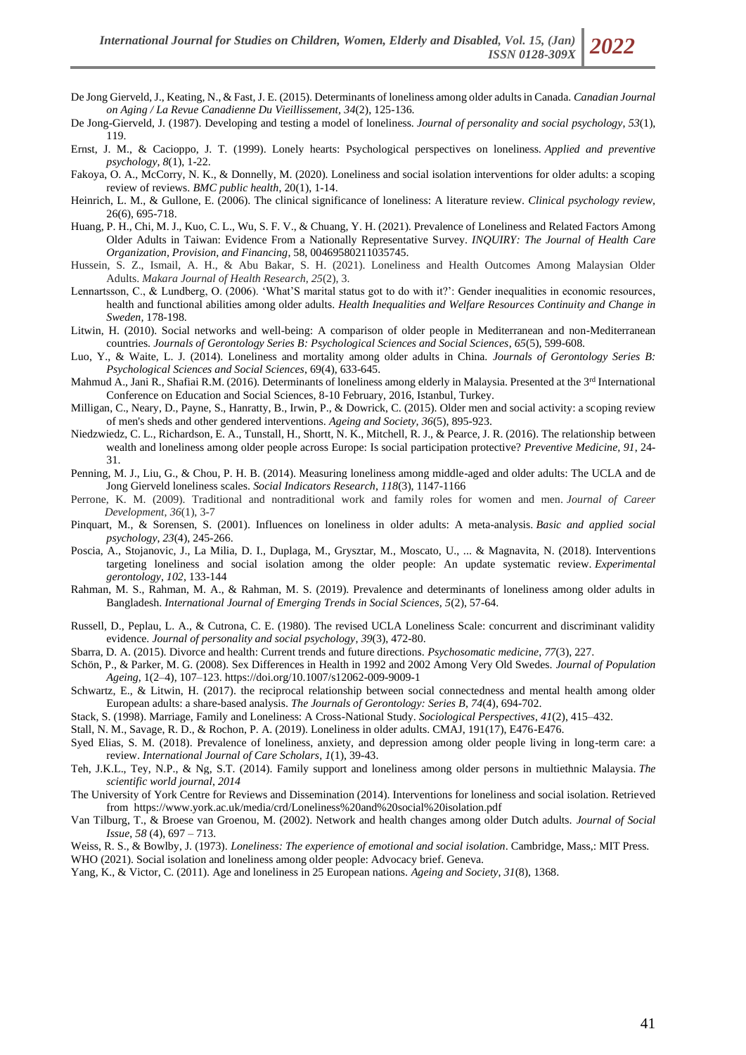De Jong Gierveld, J., Keating, N., & Fast, J. E. (2015). Determinants of loneliness among older adults in Canada. *Canadian Journal on Aging / La Revue Canadienne Du Vieillissement*, *34*(2), 125-136.

De Jong-Gierveld, J. (1987). Developing and testing a model of loneliness. *Journal of personality and social psychology*, *53*(1), 119.

Ernst, J. M., & Cacioppo, J. T. (1999). Lonely hearts: Psychological perspectives on loneliness. *Applied and preventive psychology*, *8*(1), 1-22.

Fakoya, O. A., McCorry, N. K., & Donnelly, M. (2020). Loneliness and social isolation interventions for older adults: a scoping review of reviews. *BMC public health*, 20(1), 1-14.

Heinrich, L. M., & Gullone, E. (2006). The clinical significance of loneliness: A literature review. *Clinical psychology review*, 26(6), 695-718.

Huang, P. H., Chi, M. J., Kuo, C. L., Wu, S. F. V., & Chuang, Y. H. (2021). Prevalence of Loneliness and Related Factors Among Older Adults in Taiwan: Evidence From a Nationally Representative Survey. *INQUIRY: The Journal of Health Care Organization, Provision, and Financing*, 58, 00469580211035745.

Hussein, S. Z., Ismail, A. H., & Abu Bakar, S. H. (2021). Loneliness and Health Outcomes Among Malaysian Older Adults. *Makara Journal of Health Research*, *25*(2), 3.

Lennartsson, C., & Lundberg, O. (2006). 'What'S marital status got to do with it?': Gender inequalities in economic resources, health and functional abilities among older adults. *Health Inequalities and Welfare Resources Continuity and Change in Sweden*, 178-198.

Litwin, H. (2010). Social networks and well-being: A comparison of older people in Mediterranean and non-Mediterranean countries. *Journals of Gerontology Series B: Psychological Sciences and Social Sciences*, *65*(5), 599-608.

Luo, Y., & Waite, L. J. (2014). Loneliness and mortality among older adults in China. *Journals of Gerontology Series B: Psychological Sciences and Social Sciences*, 69(4), 633-645.

Mahmud A., Jani R., Shafiai R.M. (2016). Determinants of loneliness among elderly in Malaysia. Presented at the 3rd International Conference on Education and Social Sciences, 8-10 February, 2016, Istanbul, Turkey.

Milligan, C., Neary, D., Payne, S., Hanratty, B., Irwin, P., & Dowrick, C. (2015). Older men and social activity: a scoping review of men's sheds and other gendered interventions. *Ageing and Society*, *36*(5), 895-923.

Niedzwiedz, C. L., Richardson, E. A., Tunstall, H., Shortt, N. K., Mitchell, R. J., & Pearce, J. R. (2016). The relationship between wealth and loneliness among older people across Europe: Is social participation protective? *Preventive Medicine*, *91*, 24-31.

Penning, M. J., Liu, G., & Chou, P. H. B. (2014). Measuring loneliness among middle-aged and older adults: The UCLA and de Jong Gierveld loneliness scales. *Social Indicators Research*, *118*(3), 1147-1166

Perrone, K. M. (2009). Traditional and nontraditional work and family roles for women and men. *Journal of Career Development*, *36*(1), 3-7

Pinquart, M., & Sorensen, S. (2001). Influences on loneliness in older adults: A meta-analysis. *Basic and applied social psychology*, *23*(4), 245-266.

Poscia, A., Stojanovic, J., La Milia, D. I., Duplaga, M., Grysztar, M., Moscato, U., ... & Magnavita, N. (2018). Interventions targeting loneliness and social isolation among the older people: An update systematic review. *Experimental gerontology*, *102*, 133-144

Rahman, M. S., Rahman, M. A., & Rahman, M. S. (2019). Prevalence and determinants of loneliness among older adults in Bangladesh. *International Journal of Emerging Trends in Social Sciences*, *5*(2), 57-64.

Russell, D., Peplau, L. A., & Cutrona, C. E. (1980). The revised UCLA Loneliness Scale: concurrent and discriminant validity evidence. *Journal of personality and social psychology*, *39*(3), 472-80.

Sbarra, D. A. (2015). Divorce and health: Current trends and future directions. *Psychosomatic medicine*, *77*(3), 227.

Schön, P., & Parker, M. G. (2008). Sex Differences in Health in 1992 and 2002 Among Very Old Swedes. *Journal of Population Ageing*, 1(2–4), 107–123. https://doi.org/10.1007/s12062-009-9009-1

Schwartz, E., & Litwin, H. (2017). the reciprocal relationship between social connectedness and mental health among older European adults: a share-based analysis. *The Journals of Gerontology: Series B*, *74*(4), 694-702.

Stack, S. (1998). Marriage, Family and Loneliness: A Cross-National Study. *Sociological Perspectives*, *41*(2), 415–432.

Stall, N. M., Savage, R. D., & Rochon, P. A. (2019). Loneliness in older adults. CMAJ, 191(17), E476-E476.

Syed Elias, S. M. (2018). Prevalence of loneliness, anxiety, and depression among older people living in long-term care: a review. *International Journal of Care Scholars*, *1*(1), 39-43.

Teh, J.K.L., Tey, N.P., & Ng, S.T. (2014). Family support and loneliness among older persons in multiethnic Malaysia. *The scientific world journal*, *2014*

The University of York Centre for Reviews and Dissemination (2014). Interventions for loneliness and social isolation. Retrieved from https://www.york.ac.uk/media/crd/Loneliness%20and%20social%20isolation.pdf

Van Tilburg, T., & Broese van Groenou, M. (2002). Network and health changes among older Dutch adults. *Journal of Social Issue*, *58* (4), 697 – 713.

Weiss, R. S., & Bowlby, J. (1973). *Loneliness: The experience of emotional and social isolation*. Cambridge, Mass,: MIT Press.

WHO (2021). Social isolation and loneliness among older people: Advocacy brief. Geneva.

Yang, K., & Victor, C. (2011). Age and loneliness in 25 European nations. *Ageing and Society*, *31*(8), 1368.